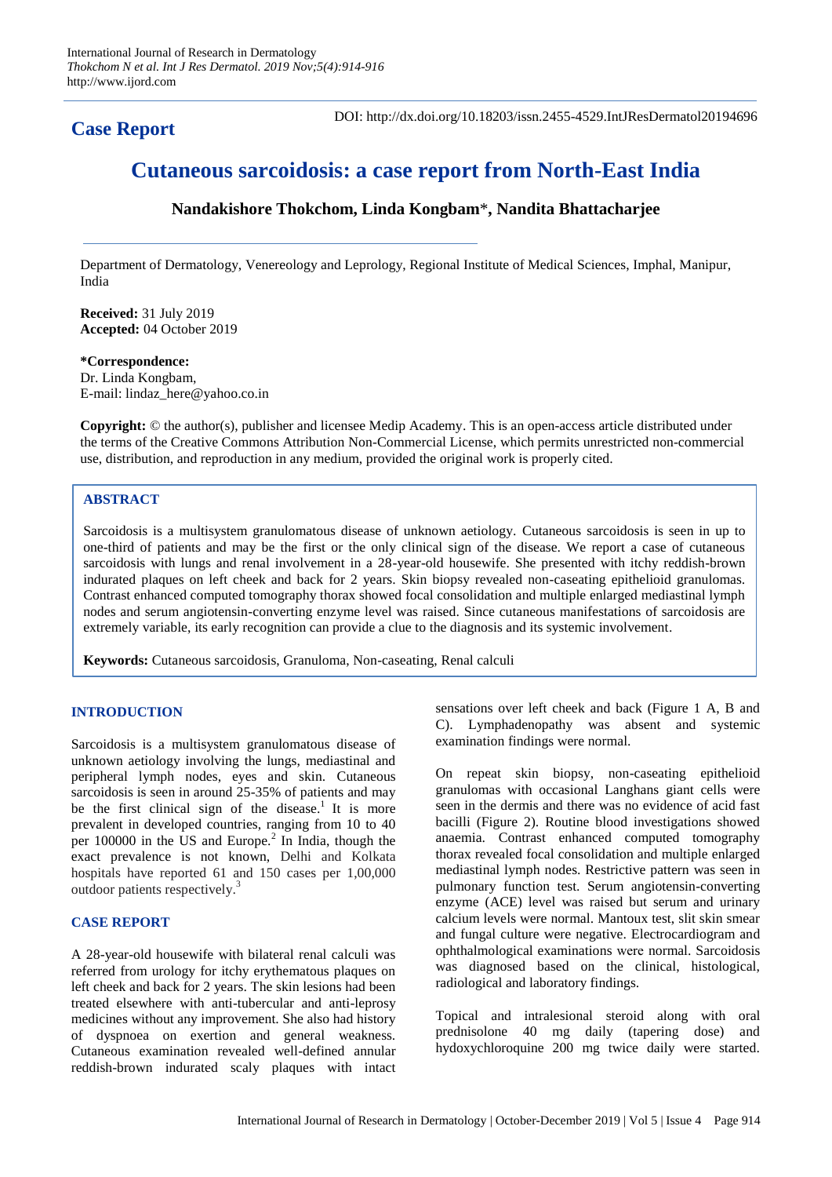**Case Report**

DOI: http://dx.doi.org/10.18203/issn.2455-4529.IntJResDermatol20194696

# Cutaneous sarcoidosis: a case report from North-East India

**Nandakishore Thokchom, Linda Kongbam*, Nandita Bhattacharjee**

Department of Dermatology, Venereology and Leprology, Regional Institute of Medical Sciences, Imphal, Manipur, India

**Received:** 31 July 2019
**Accepted:** 04 October 2019

***Correspondence:**
Dr. Linda Kongbam,
E-mail: lindaz_here@yahoo.co.in

**Copyright:** © the author(s), publisher and licensee Medip Academy. This is an open-access article distributed under the terms of the Creative Commons Attribution Non-Commercial License, which permits unrestricted non-commercial use, distribution, and reproduction in any medium, provided the original work is properly cited.

## ABSTRACT

Sarcoidosis is a multisystem granulomatous disease of unknown aetiology. Cutaneous sarcoidosis is seen in up to one-third of patients and may be the first or the only clinical sign of the disease. We report a case of cutaneous sarcoidosis with lungs and renal involvement in a 28-year-old housewife. She presented with itchy reddish-brown indurated plaques on left cheek and back for 2 years. Skin biopsy revealed non-caseating epithelioid granulomas. Contrast enhanced computed tomography thorax showed focal consolidation and multiple enlarged mediastinal lymph nodes and serum angiotensin-converting enzyme level was raised. Since cutaneous manifestations of sarcoidosis are extremely variable, its early recognition can provide a clue to the diagnosis and its systemic involvement.

**Keywords:** Cutaneous sarcoidosis, Granuloma, Non-caseating, Renal calculi

## INTRODUCTION

Sarcoidosis is a multisystem granulomatous disease of unknown aetiology involving the lungs, mediastinal and peripheral lymph nodes, eyes and skin. Cutaneous sarcoidosis is seen in around 25-35% of patients and may be the first clinical sign of the disease.[1] It is more prevalent in developed countries, ranging from 10 to 40 per 100000 in the US and Europe.[2] In India, though the exact prevalence is not known, Delhi and Kolkata hospitals have reported 61 and 150 cases per 1,00,000 outdoor patients respectively.[3]

## CASE REPORT

A 28-year-old housewife with bilateral renal calculi was referred from urology for itchy erythematous plaques on left cheek and back for 2 years. The skin lesions had been treated elsewhere with anti-tubercular and anti-leprosy medicines without any improvement. She also had history of dyspnoea on exertion and general weakness. Cutaneous examination revealed well-defined annular reddish-brown indurated scaly plaques with intact sensations over left cheek and back (Figure 1 A, B and C). Lymphadenopathy was absent and systemic examination findings were normal.

On repeat skin biopsy, non-caseating epithelioid granulomas with occasional Langhans giant cells were seen in the dermis and there was no evidence of acid fast bacilli (Figure 2). Routine blood investigations showed anaemia. Contrast enhanced computed tomography thorax revealed focal consolidation and multiple enlarged mediastinal lymph nodes. Restrictive pattern was seen in pulmonary function test. Serum angiotensin-converting enzyme (ACE) level was raised but serum and urinary calcium levels were normal. Mantoux test, slit skin smear and fungal culture were negative. Electrocardiogram and ophthalmological examinations were normal. Sarcoidosis was diagnosed based on the clinical, histological, radiological and laboratory findings.

Topical and intralesional steroid along with oral prednisolone 40 mg daily (tapering dose) and hydoxychloroquine 200 mg twice daily were started.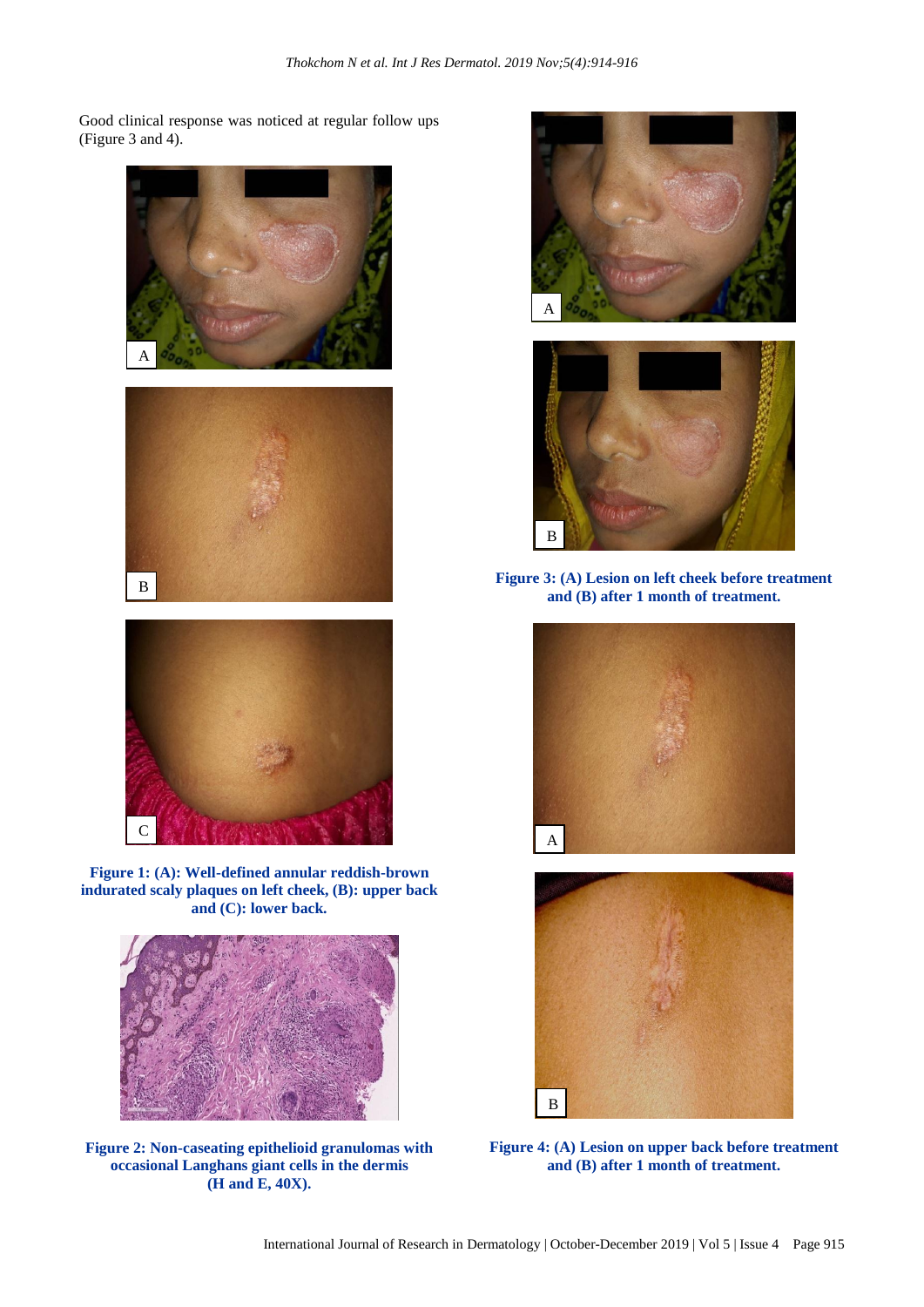Good clinical response was noticed at regular follow ups (Figure 3 and 4).

**Figure 1: (A): Well-defined annular reddish-brown indurated scaly plaques on left cheek, (B): upper back and (C): lower back.**

**Figure 2: Non-caseating epithelioid granulomas with occasional Langhans giant cells in the dermis (H and E, 40X).**

**Figure 3: (A) Lesion on left cheek before treatment and (B) after 1 month of treatment.**

**Figure 4: (A) Lesion on upper back before treatment and (B) after 1 month of treatment.**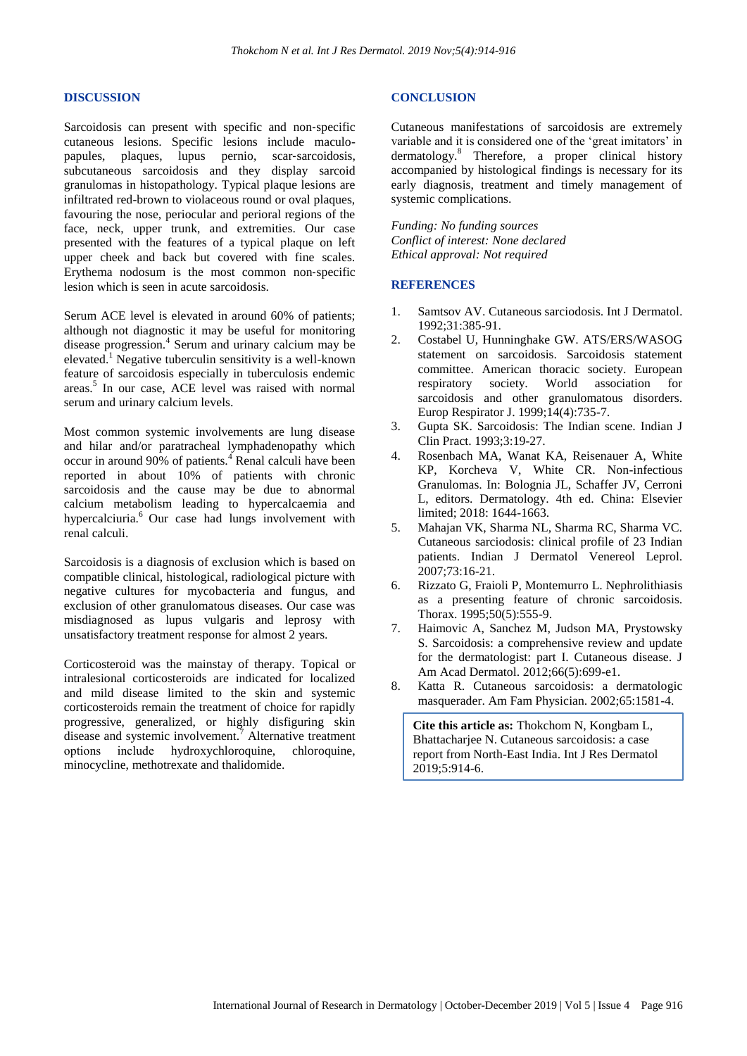## DISCUSSION

Sarcoidosis can present with specific and non-specific cutaneous lesions. Specific lesions include maculo-papules, plaques, lupus pernio, scar-sarcoidosis, subcutaneous sarcoidosis and they display sarcoid granulomas in histopathology. Typical plaque lesions are infiltrated red-brown to violaceous round or oval plaques, favouring the nose, periocular and perioral regions of the face, neck, upper trunk, and extremities. Our case presented with the features of a typical plaque on left upper cheek and back but covered with fine scales. Erythema nodosum is the most common non-specific lesion which is seen in acute sarcoidosis.

Serum ACE level is elevated in around 60% of patients; although not diagnostic it may be useful for monitoring disease progression.[4] Serum and urinary calcium may be elevated.[1] Negative tuberculin sensitivity is a well-known feature of sarcoidosis especially in tuberculosis endemic areas.[5] In our case, ACE level was raised with normal serum and urinary calcium levels.

Most common systemic involvements are lung disease and hilar and/or paratracheal lymphadenopathy which occur in around 90% of patients.[4] Renal calculi have been reported in about 10% of patients with chronic sarcoidosis and the cause may be due to abnormal calcium metabolism leading to hypercalcaemia and hypercalciuria.[6] Our case had lungs involvement with renal calculi.

Sarcoidosis is a diagnosis of exclusion which is based on compatible clinical, histological, radiological picture with negative cultures for mycobacteria and fungus, and exclusion of other granulomatous diseases. Our case was misdiagnosed as lupus vulgaris and leprosy with unsatisfactory treatment response for almost 2 years.

Corticosteroid was the mainstay of therapy. Topical or intralesional corticosteroids are indicated for localized and mild disease limited to the skin and systemic corticosteroids remain the treatment of choice for rapidly progressive, generalized, or highly disfiguring skin disease and systemic involvement.[7] Alternative treatment options include hydroxychloroquine, chloroquine, minocycline, methotrexate and thalidomide.

## CONCLUSION

Cutaneous manifestations of sarcoidosis are extremely variable and it is considered one of the 'great imitators' in dermatology.[8] Therefore, a proper clinical history accompanied by histological findings is necessary for its early diagnosis, treatment and timely management of systemic complications.

*Funding: No funding sources*
*Conflict of interest: None declared*
*Ethical approval: Not required*

## REFERENCES

1. Samtsov AV. Cutaneous sarciodosis. Int J Dermatol. 1992;31:385-91.
2. Costabel U, Hunninghake GW. ATS/ERS/WASOG statement on sarcoidosis. Sarcoidosis statement committee. American thoracic society. European respiratory society. World association for sarcoidosis and other granulomatous disorders. Europ Respirator J. 1999;14(4):735-7.
3. Gupta SK. Sarcoidosis: The Indian scene. Indian J Clin Pract. 1993;3:19-27.
4. Rosenbach MA, Wanat KA, Reisenauer A, White KP, Korcheva V, White CR. Non-infectious Granulomas. In: Bolognia JL, Schaffer JV, Cerroni L, editors. Dermatology. 4th ed. China: Elsevier limited; 2018: 1644-1663.
5. Mahajan VK, Sharma NL, Sharma RC, Sharma VC. Cutaneous sarciodosis: clinical profile of 23 Indian patients. Indian J Dermatol Venereol Leprol. 2007;73:16-21.
6. Rizzato G, Fraioli P, Montemurro L. Nephrolithiasis as a presenting feature of chronic sarcoidosis. Thorax. 1995;50(5):555-9.
7. Haimovic A, Sanchez M, Judson MA, Prystowsky S. Sarcoidosis: a comprehensive review and update for the dermatologist: part I. Cutaneous disease. J Am Acad Dermatol. 2012;66(5):699-e1.
8. Katta R. Cutaneous sarcoidosis: a dermatologic masquerader. Am Fam Physician. 2002;65:1581-4.

**Cite this article as:** Thokchom N, Kongbam L, Bhattacharjee N. Cutaneous sarcoidosis: a case report from North-East India. Int J Res Dermatol 2019;5:914-6.